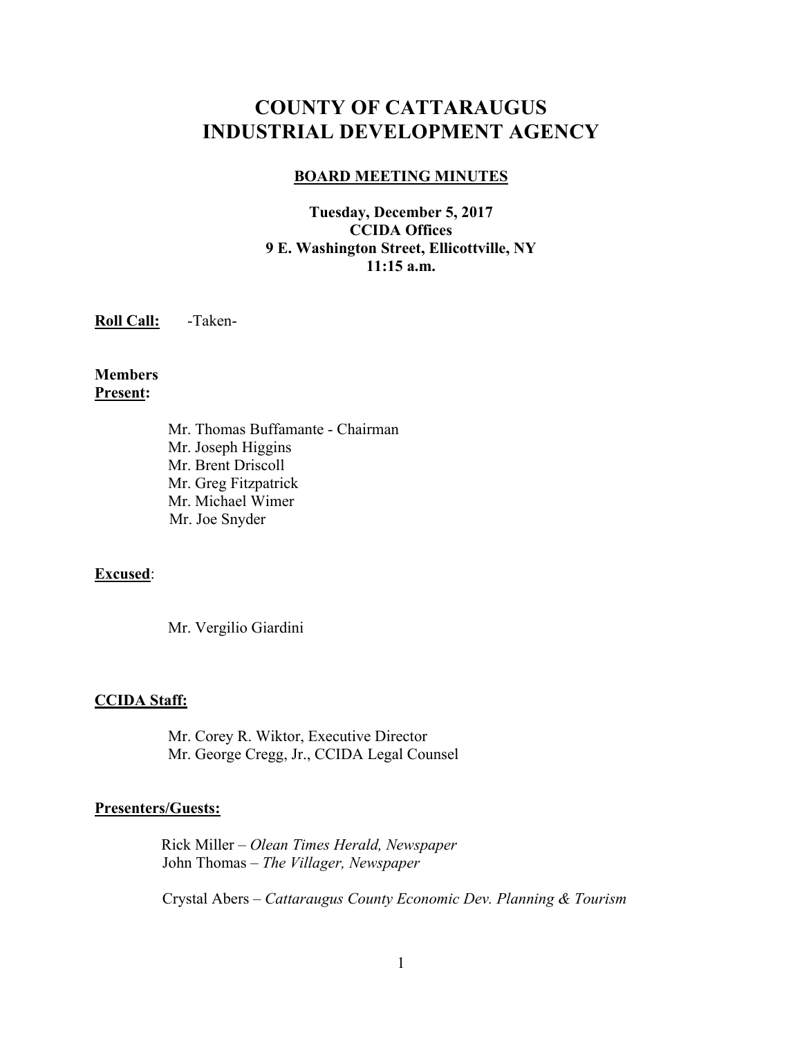# COUNTY OF CATTARAUGUS INDUSTRIAL DEVELOPMENT AGENCY

## BOARD MEETING MINUTES

**Tuesday, December 5, 2017**
**CCIDA Offices**
**9 E. Washington Street, Ellicottville, NY**
**11:15 a.m.**

**Roll Call:** -Taken-

**Members Present:**

Mr. Thomas Buffamante - Chairman
Mr. Joseph Higgins
Mr. Brent Driscoll
Mr. Greg Fitzpatrick
Mr. Michael Wimer
Mr. Joe Snyder

**Excused**:

Mr. Vergilio Giardini

**CCIDA Staff:**

Mr. Corey R. Wiktor, Executive Director
Mr. George Cregg, Jr., CCIDA Legal Counsel

**Presenters/Guests:**

Rick Miller – *Olean Times Herald, Newspaper*
John Thomas – *The Villager, Newspaper*

Crystal Abers – *Cattaraugus County Economic Dev. Planning & Tourism*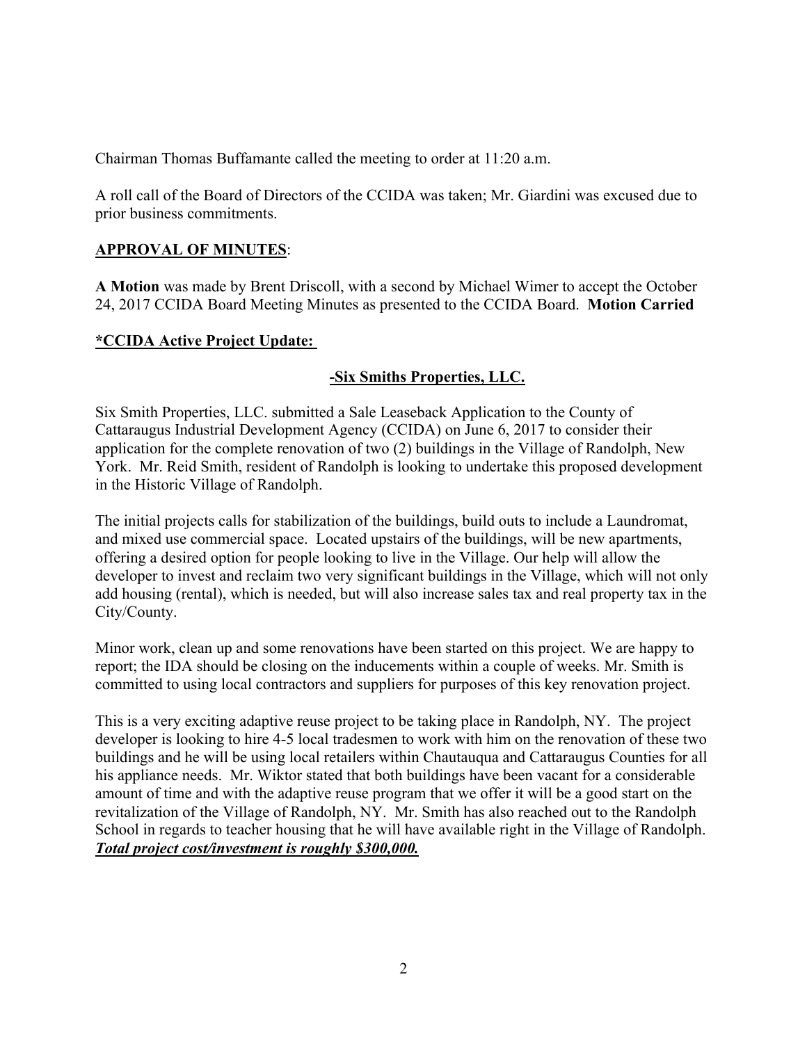Chairman Thomas Buffamante called the meeting to order at 11:20 a.m.

A roll call of the Board of Directors of the CCIDA was taken; Mr. Giardini was excused due to prior business commitments.

## APPROVAL OF MINUTES:

**A Motion** was made by Brent Driscoll, with a second by Michael Wimer to accept the October 24, 2017 CCIDA Board Meeting Minutes as presented to the CCIDA Board. **Motion Carried**

## *CCIDA Active Project Update:

### -Six Smiths Properties, LLC.

Six Smith Properties, LLC. submitted a Sale Leaseback Application to the County of Cattaraugus Industrial Development Agency (CCIDA) on June 6, 2017 to consider their application for the complete renovation of two (2) buildings in the Village of Randolph, New York. Mr. Reid Smith, resident of Randolph is looking to undertake this proposed development in the Historic Village of Randolph.

The initial projects calls for stabilization of the buildings, build outs to include a Laundromat, and mixed use commercial space. Located upstairs of the buildings, will be new apartments, offering a desired option for people looking to live in the Village. Our help will allow the developer to invest and reclaim two very significant buildings in the Village, which will not only add housing (rental), which is needed, but will also increase sales tax and real property tax in the City/County.

Minor work, clean up and some renovations have been started on this project. We are happy to report; the IDA should be closing on the inducements within a couple of weeks. Mr. Smith is committed to using local contractors and suppliers for purposes of this key renovation project.

This is a very exciting adaptive reuse project to be taking place in Randolph, NY. The project developer is looking to hire 4-5 local tradesmen to work with him on the renovation of these two buildings and he will be using local retailers within Chautauqua and Cattaraugus Counties for all his appliance needs. Mr. Wiktor stated that both buildings have been vacant for a considerable amount of time and with the adaptive reuse program that we offer it will be a good start on the revitalization of the Village of Randolph, NY. Mr. Smith has also reached out to the Randolph School in regards to teacher housing that he will have available right in the Village of Randolph. ***Total project cost/investment is roughly $300,000.***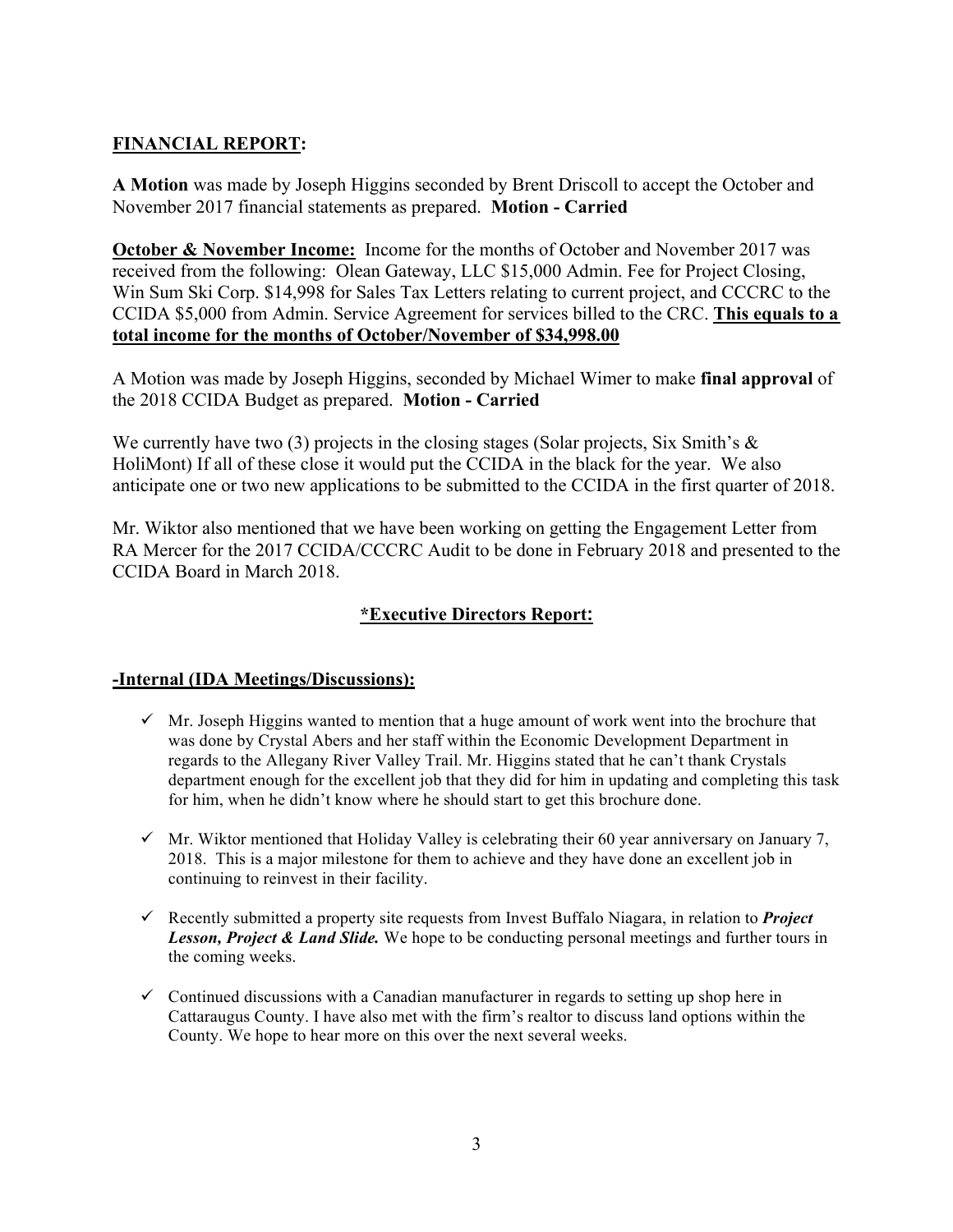## FINANCIAL REPORT:

**A Motion** was made by Joseph Higgins seconded by Brent Driscoll to accept the October and November 2017 financial statements as prepared. **Motion - Carried**

**October & November Income:** Income for the months of October and November 2017 was received from the following: Olean Gateway, LLC $15,000 Admin. Fee for Project Closing, Win Sum Ski Corp. $14,998 for Sales Tax Letters relating to current project, and CCCRC to the CCIDA $5,000 from Admin. Service Agreement for services billed to the CRC. **This equals to a total income for the months of October/November of $34,998.00**

A Motion was made by Joseph Higgins, seconded by Michael Wimer to make **final approval** of the 2018 CCIDA Budget as prepared. **Motion - Carried**

We currently have two (3) projects in the closing stages (Solar projects, Six Smith's & HoliMont) If all of these close it would put the CCIDA in the black for the year. We also anticipate one or two new applications to be submitted to the CCIDA in the first quarter of 2018.

Mr. Wiktor also mentioned that we have been working on getting the Engagement Letter from RA Mercer for the 2017 CCIDA/CCCRC Audit to be done in February 2018 and presented to the CCIDA Board in March 2018.

## *Executive Directors Report:

### -Internal (IDA Meetings/Discussions):

- ✓ Mr. Joseph Higgins wanted to mention that a huge amount of work went into the brochure that was done by Crystal Abers and her staff within the Economic Development Department in regards to the Allegany River Valley Trail. Mr. Higgins stated that he can't thank Crystals department enough for the excellent job that they did for him in updating and completing this task for him, when he didn't know where he should start to get this brochure done.
- ✓ Mr. Wiktor mentioned that Holiday Valley is celebrating their 60 year anniversary on January 7, 2018. This is a major milestone for them to achieve and they have done an excellent job in continuing to reinvest in their facility.
- ✓ Recently submitted a property site requests from Invest Buffalo Niagara, in relation to ***Project Lesson, Project & Land Slide.*** We hope to be conducting personal meetings and further tours in the coming weeks.
- ✓ Continued discussions with a Canadian manufacturer in regards to setting up shop here in Cattaraugus County. I have also met with the firm's realtor to discuss land options within the County. We hope to hear more on this over the next several weeks.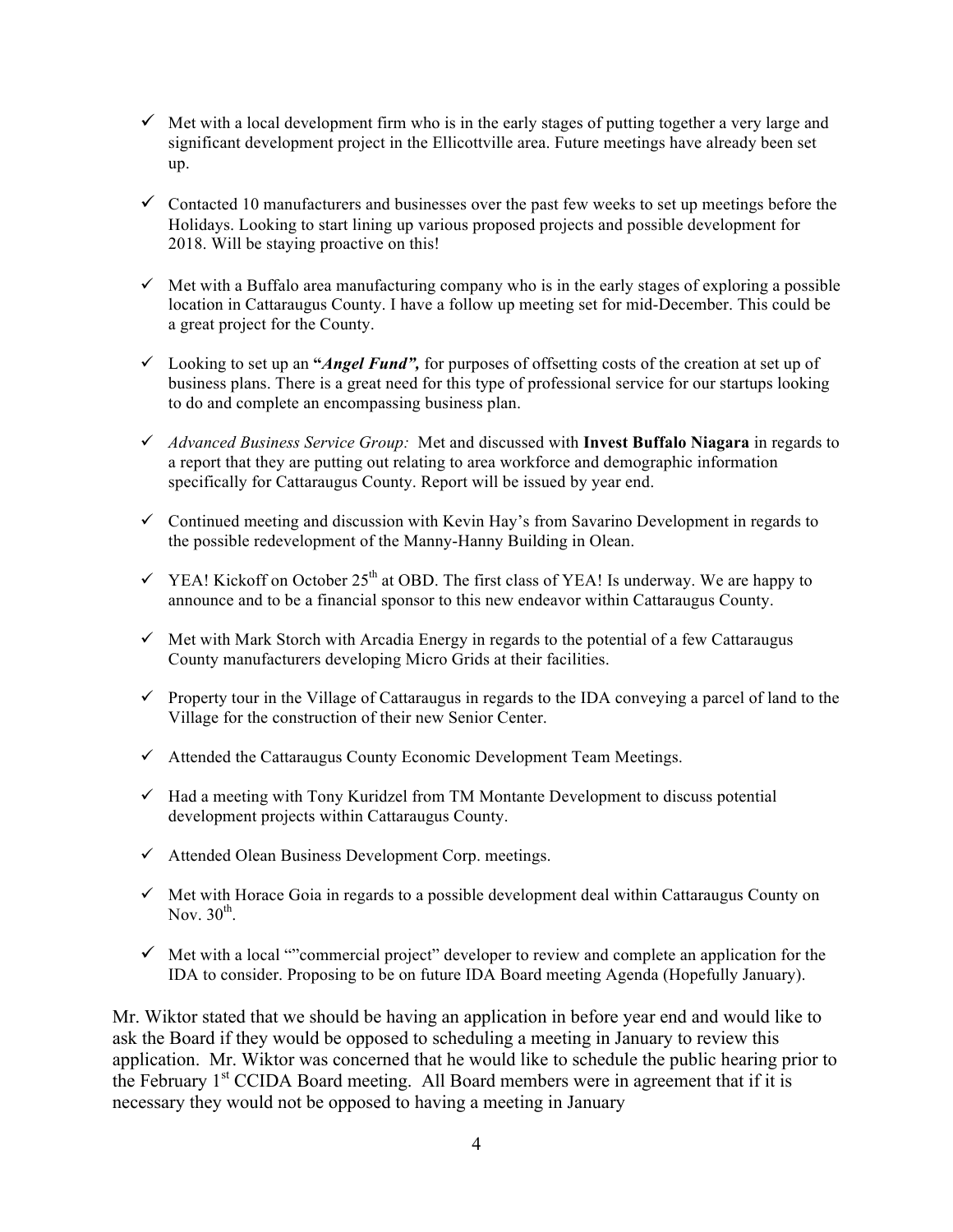- ✓ Met with a local development firm who is in the early stages of putting together a very large and significant development project in the Ellicottville area. Future meetings have already been set up.

- ✓ Contacted 10 manufacturers and businesses over the past few weeks to set up meetings before the Holidays. Looking to start lining up various proposed projects and possible development for 2018. Will be staying proactive on this!

- ✓ Met with a Buffalo area manufacturing company who is in the early stages of exploring a possible location in Cattaraugus County. I have a follow up meeting set for mid-December. This could be a great project for the County.

- ✓ Looking to set up an **"*Angel Fund",*** for purposes of offsetting costs of the creation at set up of business plans. There is a great need for this type of professional service for our startups looking to do and complete an encompassing business plan.

- ✓ *Advanced Business Service Group:* Met and discussed with **Invest Buffalo Niagara** in regards to a report that they are putting out relating to area workforce and demographic information specifically for Cattaraugus County. Report will be issued by year end.

- ✓ Continued meeting and discussion with Kevin Hay's from Savarino Development in regards to the possible redevelopment of the Manny-Hanny Building in Olean.

- ✓ YEA! Kickoff on October 25th at OBD. The first class of YEA! Is underway. We are happy to announce and to be a financial sponsor to this new endeavor within Cattaraugus County.

- ✓ Met with Mark Storch with Arcadia Energy in regards to the potential of a few Cattaraugus County manufacturers developing Micro Grids at their facilities.

- ✓ Property tour in the Village of Cattaraugus in regards to the IDA conveying a parcel of land to the Village for the construction of their new Senior Center.

- ✓ Attended the Cattaraugus County Economic Development Team Meetings.

- ✓ Had a meeting with Tony Kuridzel from TM Montante Development to discuss potential development projects within Cattaraugus County.

- ✓ Attended Olean Business Development Corp. meetings.

- ✓ Met with Horace Goia in regards to a possible development deal within Cattaraugus County on Nov. 30th.

- ✓ Met with a local ""commercial project" developer to review and complete an application for the IDA to consider. Proposing to be on future IDA Board meeting Agenda (Hopefully January).

Mr. Wiktor stated that we should be having an application in before year end and would like to ask the Board if they would be opposed to scheduling a meeting in January to review this application. Mr. Wiktor was concerned that he would like to schedule the public hearing prior to the February 1st CCIDA Board meeting. All Board members were in agreement that if it is necessary they would not be opposed to having a meeting in January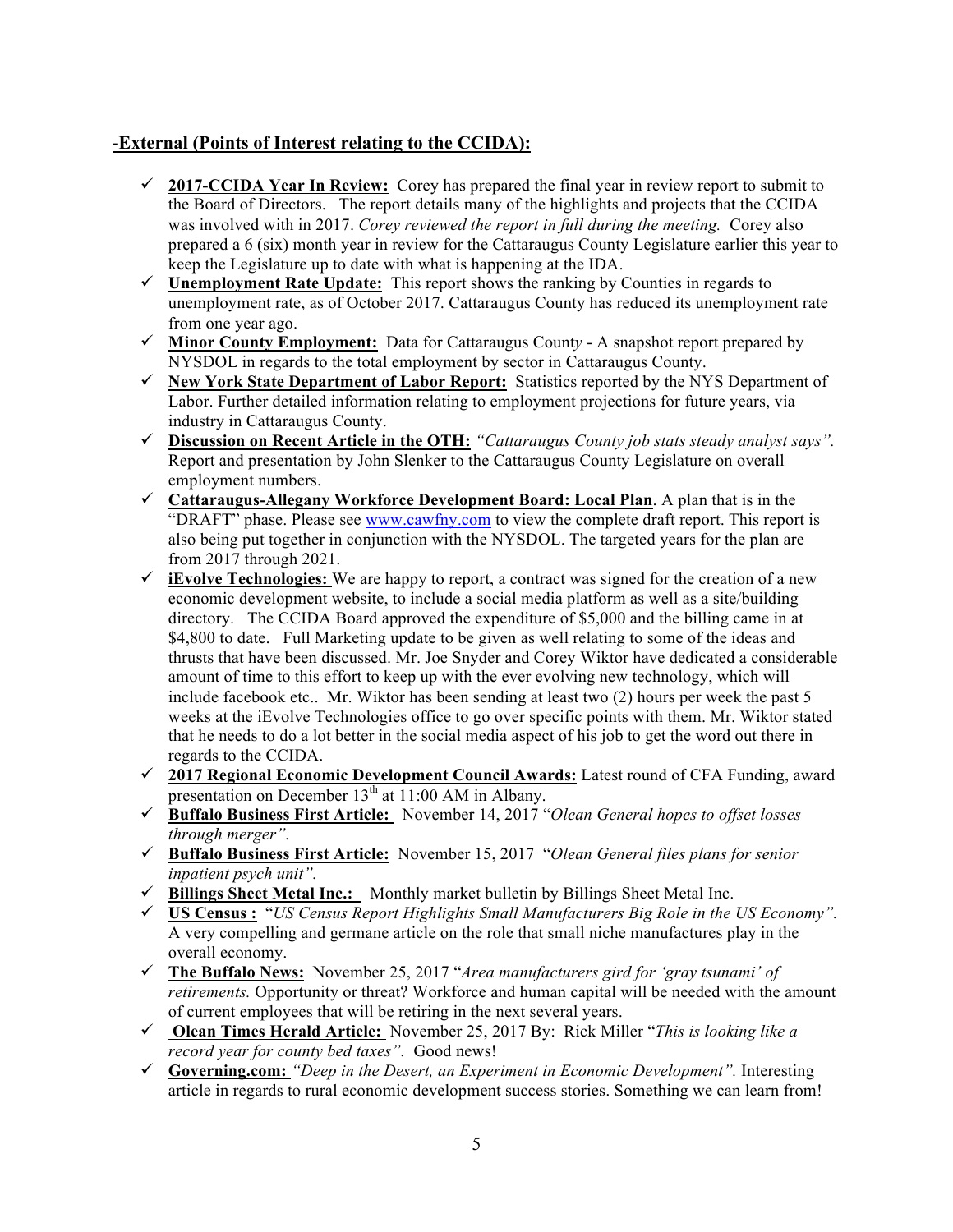## -External (Points of Interest relating to the CCIDA):

- ✓ **2017-CCIDA Year In Review:** Corey has prepared the final year in review report to submit to the Board of Directors. The report details many of the highlights and projects that the CCIDA was involved with in 2017. *Corey reviewed the report in full during the meeting.* Corey also prepared a 6 (six) month year in review for the Cattaraugus County Legislature earlier this year to keep the Legislature up to date with what is happening at the IDA.
- ✓ **Unemployment Rate Update:** This report shows the ranking by Counties in regards to unemployment rate, as of October 2017. Cattaraugus County has reduced its unemployment rate from one year ago.
- ✓ **Minor County Employment:** Data for Cattaraugus Count*y* - A snapshot report prepared by NYSDOL in regards to the total employment by sector in Cattaraugus County.
- ✓ **New York State Department of Labor Report:** Statistics reported by the NYS Department of Labor. Further detailed information relating to employment projections for future years, via industry in Cattaraugus County.
- ✓ **Discussion on Recent Article in the OTH:** *"Cattaraugus County job stats steady analyst says".* Report and presentation by John Slenker to the Cattaraugus County Legislature on overall employment numbers.
- ✓ **Cattaraugus-Allegany Workforce Development Board: Local Plan**. A plan that is in the "DRAFT" phase. Please see www.cawfny.com to view the complete draft report. This report is also being put together in conjunction with the NYSDOL. The targeted years for the plan are from 2017 through 2021.
- ✓ **iEvolve Technologies:** We are happy to report, a contract was signed for the creation of a new economic development website, to include a social media platform as well as a site/building directory. The CCIDA Board approved the expenditure of $5,000 and the billing came in at $4,800 to date. Full Marketing update to be given as well relating to some of the ideas and thrusts that have been discussed. Mr. Joe Snyder and Corey Wiktor have dedicated a considerable amount of time to this effort to keep up with the ever evolving new technology, which will include facebook etc.. Mr. Wiktor has been sending at least two (2) hours per week the past 5 weeks at the iEvolve Technologies office to go over specific points with them. Mr. Wiktor stated that he needs to do a lot better in the social media aspect of his job to get the word out there in regards to the CCIDA.
- ✓ **2017 Regional Economic Development Council Awards:** Latest round of CFA Funding, award presentation on December 13th at 11:00 AM in Albany.
- ✓ **Buffalo Business First Article:** November 14, 2017 "*Olean General hopes to offset losses through merger".*
- ✓ **Buffalo Business First Article:** November 15, 2017 "*Olean General files plans for senior inpatient psych unit".*
- ✓ **Billings Sheet Metal Inc.:** Monthly market bulletin by Billings Sheet Metal Inc.
- ✓ **US Census :** "*US Census Report Highlights Small Manufacturers Big Role in the US Economy".* A very compelling and germane article on the role that small niche manufactures play in the overall economy.
- ✓ **The Buffalo News:** November 25, 2017 "*Area manufacturers gird for 'gray tsunami' of retirements.* Opportunity or threat? Workforce and human capital will be needed with the amount of current employees that will be retiring in the next several years.
- ✓ **Olean Times Herald Article:** November 25, 2017 By: Rick Miller "*This is looking like a record year for county bed taxes".* Good news!
- ✓ **Governing.com:** *"Deep in the Desert, an Experiment in Economic Development".* Interesting article in regards to rural economic development success stories. Something we can learn from!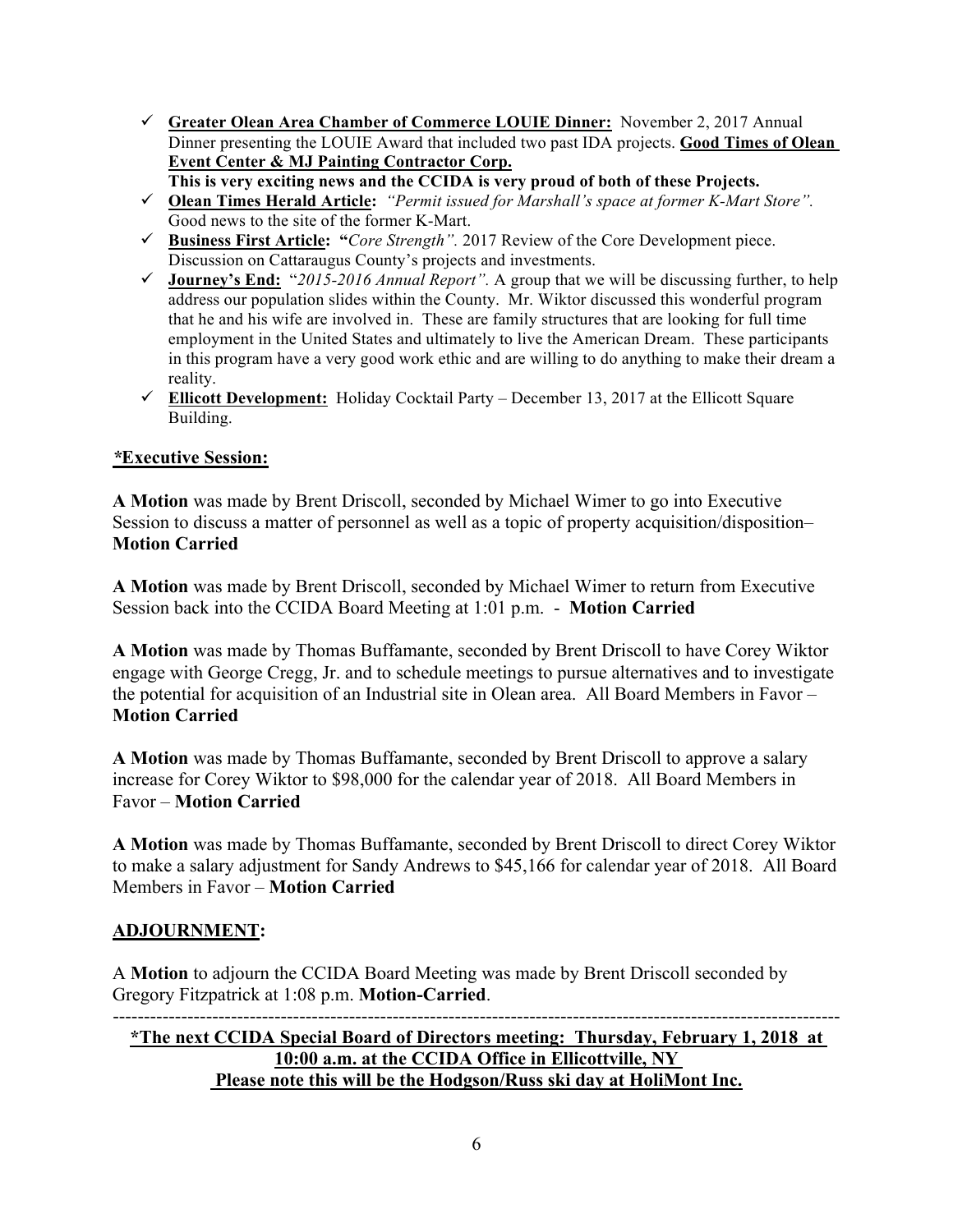- ✓ **Greater Olean Area Chamber of Commerce LOUIE Dinner:** November 2, 2017 Annual Dinner presenting the LOUIE Award that included two past IDA projects. **Good Times of Olean Event Center & MJ Painting Contractor Corp.**
  **This is very exciting news and the CCIDA is very proud of both of these Projects.**
- ✓ **Olean Times Herald Article:** *"Permit issued for Marshall's space at former K-Mart Store".* Good news to the site of the former K-Mart.
- ✓ **Business First Article: "***Core Strength".* 2017 Review of the Core Development piece. Discussion on Cattaraugus County's projects and investments.
- ✓ **Journey's End:** "*2015-2016 Annual Report".* A group that we will be discussing further, to help address our population slides within the County. Mr. Wiktor discussed this wonderful program that he and his wife are involved in. These are family structures that are looking for full time employment in the United States and ultimately to live the American Dream. These participants in this program have a very good work ethic and are willing to do anything to make their dream a reality.
- ✓ **Ellicott Development:** Holiday Cocktail Party – December 13, 2017 at the Ellicott Square Building.

## *Executive Session:

**A Motion** was made by Brent Driscoll, seconded by Michael Wimer to go into Executive Session to discuss a matter of personnel as well as a topic of property acquisition/disposition– **Motion Carried**

**A Motion** was made by Brent Driscoll, seconded by Michael Wimer to return from Executive Session back into the CCIDA Board Meeting at 1:01 p.m. - **Motion Carried**

**A Motion** was made by Thomas Buffamante, seconded by Brent Driscoll to have Corey Wiktor engage with George Cregg, Jr. and to schedule meetings to pursue alternatives and to investigate the potential for acquisition of an Industrial site in Olean area. All Board Members in Favor – **Motion Carried**

**A Motion** was made by Thomas Buffamante, seconded by Brent Driscoll to approve a salary increase for Corey Wiktor to $98,000 for the calendar year of 2018. All Board Members in Favor – **Motion Carried**

**A Motion** was made by Thomas Buffamante, seconded by Brent Driscoll to direct Corey Wiktor to make a salary adjustment for Sandy Andrews to $45,166 for calendar year of 2018. All Board Members in Favor – **Motion Carried**

## ADJOURNMENT:

A **Motion** to adjourn the CCIDA Board Meeting was made by Brent Driscoll seconded by Gregory Fitzpatrick at 1:08 p.m. **Motion-Carried**.

---

**\*The next CCIDA Special Board of Directors meeting: Thursday, February 1, 2018 at 10:00 a.m. at the CCIDA Office in Ellicottville, NY**
**Please note this will be the Hodgson/Russ ski day at HoliMont Inc.**